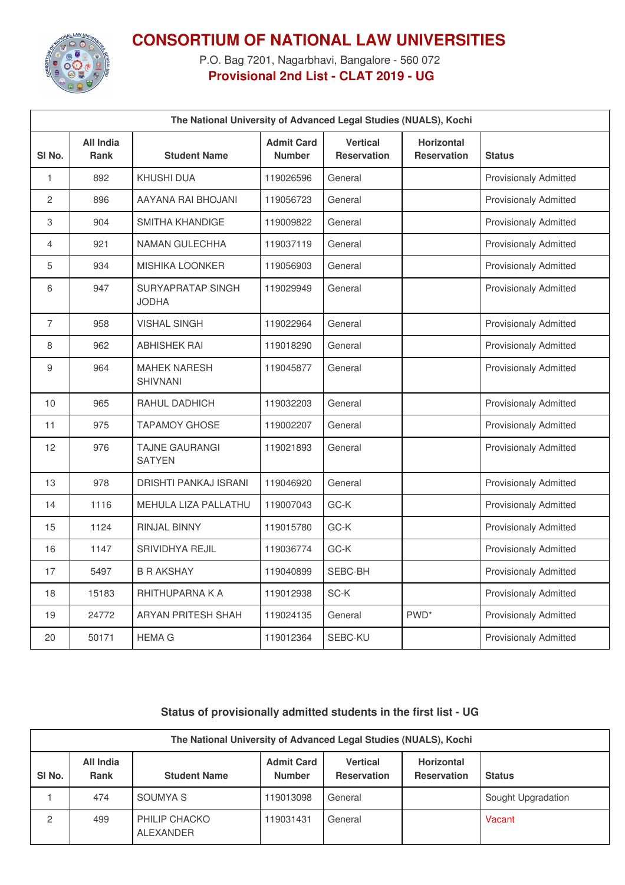# CONSORTIUM OF NATIONAL LAW UNIVERSITIES

P.O. Bag 7201, Nagarbhavi, Bangalore - 560 072

**Provisional 2nd List - CLAT 2019 - UG**

| The National University of Advanced Legal Studies (NUALS), Kochi | | | | | | |
|---|---|---|---|---|---|---|
| **Sl No.** | **All India Rank** | **Student Name** | **Admit Card Number** | **Vertical Reservation** | **Horizontal Reservation** | **Status** |
| 1 | 892 | KHUSHI DUA | 119026596 | General | | Provisionaly Admitted |
| 2 | 896 | AAYANA RAI BHOJANI | 119056723 | General | | Provisionaly Admitted |
| 3 | 904 | SMITHA KHANDIGE | 119009822 | General | | Provisionaly Admitted |
| 4 | 921 | NAMAN GULECHHA | 119037119 | General | | Provisionaly Admitted |
| 5 | 934 | MISHIKA LOONKER | 119056903 | General | | Provisionaly Admitted |
| 6 | 947 | SURYAPRATAP SINGH JODHA | 119029949 | General | | Provisionaly Admitted |
| 7 | 958 | VISHAL SINGH | 119022964 | General | | Provisionaly Admitted |
| 8 | 962 | ABHISHEK RAI | 119018290 | General | | Provisionaly Admitted |
| 9 | 964 | MAHEK NARESH SHIVNANI | 119045877 | General | | Provisionaly Admitted |
| 10 | 965 | RAHUL DADHICH | 119032203 | General | | Provisionaly Admitted |
| 11 | 975 | TAPAMOY GHOSE | 119002207 | General | | Provisionaly Admitted |
| 12 | 976 | TAJNE GAURANGI SATYEN | 119021893 | General | | Provisionaly Admitted |
| 13 | 978 | DRISHTI PANKAJ ISRANI | 119046920 | General | | Provisionaly Admitted |
| 14 | 1116 | MEHULA LIZA PALLATHU | 119007043 | GC-K | | Provisionaly Admitted |
| 15 | 1124 | RINJAL BINNY | 119015780 | GC-K | | Provisionaly Admitted |
| 16 | 1147 | SRIVIDHYA REJIL | 119036774 | GC-K | | Provisionaly Admitted |
| 17 | 5497 | B R AKSHAY | 119040899 | SEBC-BH | | Provisionaly Admitted |
| 18 | 15183 | RHITHUPARNA K A | 119012938 | SC-K | | Provisionaly Admitted |
| 19 | 24772 | ARYAN PRITESH SHAH | 119024135 | General | PWD* | Provisionaly Admitted |
| 20 | 50171 | HEMA G | 119012364 | SEBC-KU | | Provisionaly Admitted |

## Status of provisionally admitted students in the first list - UG

| The National University of Advanced Legal Studies (NUALS), Kochi | | | | | | |
|---|---|---|---|---|---|---|
| **Sl No.** | **All India Rank** | **Student Name** | **Admit Card Number** | **Vertical Reservation** | **Horizontal Reservation** | **Status** |
| 1 | 474 | SOUMYA S | 119013098 | General | | Sought Upgradation |
| 2 | 499 | PHILIP CHACKO ALEXANDER | 119031431 | General | | Vacant |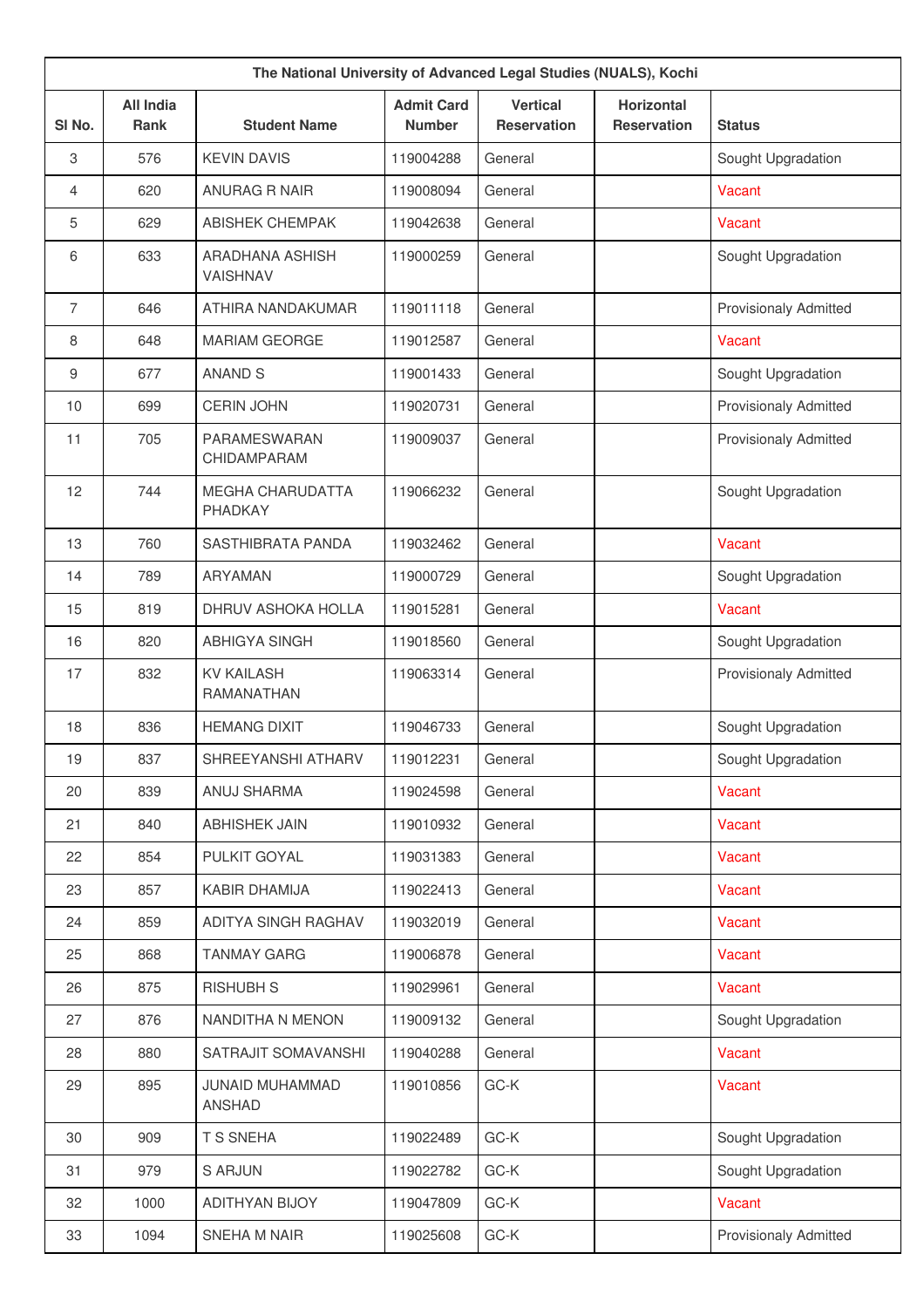| The National University of Advanced Legal Studies (NUALS), Kochi | | | | | | |
|---|---|---|---|---|---|---|
| Sl No. | All India Rank | Student Name | Admit Card Number | Vertical Reservation | Horizontal Reservation | Status |
| 3 | 576 | KEVIN DAVIS | 119004288 | General | | Sought Upgradation |
| 4 | 620 | ANURAG R NAIR | 119008094 | General | | Vacant |
| 5 | 629 | ABISHEK CHEMPAK | 119042638 | General | | Vacant |
| 6 | 633 | ARADHANA ASHISH VAISHNAV | 119000259 | General | | Sought Upgradation |
| 7 | 646 | ATHIRA NANDAKUMAR | 119011118 | General | | Provisionaly Admitted |
| 8 | 648 | MARIAM GEORGE | 119012587 | General | | Vacant |
| 9 | 677 | ANAND S | 119001433 | General | | Sought Upgradation |
| 10 | 699 | CERIN JOHN | 119020731 | General | | Provisionaly Admitted |
| 11 | 705 | PARAMESWARAN CHIDAMPARAM | 119009037 | General | | Provisionaly Admitted |
| 12 | 744 | MEGHA CHARUDATTA PHADKAY | 119066232 | General | | Sought Upgradation |
| 13 | 760 | SASTHIBRATA PANDA | 119032462 | General | | Vacant |
| 14 | 789 | ARYAMAN | 119000729 | General | | Sought Upgradation |
| 15 | 819 | DHRUV ASHOKA HOLLA | 119015281 | General | | Vacant |
| 16 | 820 | ABHIGYA SINGH | 119018560 | General | | Sought Upgradation |
| 17 | 832 | KV KAILASH RAMANATHAN | 119063314 | General | | Provisionaly Admitted |
| 18 | 836 | HEMANG DIXIT | 119046733 | General | | Sought Upgradation |
| 19 | 837 | SHREEYANSHI ATHARV | 119012231 | General | | Sought Upgradation |
| 20 | 839 | ANUJ SHARMA | 119024598 | General | | Vacant |
| 21 | 840 | ABHISHEK JAIN | 119010932 | General | | Vacant |
| 22 | 854 | PULKIT GOYAL | 119031383 | General | | Vacant |
| 23 | 857 | KABIR DHAMIJA | 119022413 | General | | Vacant |
| 24 | 859 | ADITYA SINGH RAGHAV | 119032019 | General | | Vacant |
| 25 | 868 | TANMAY GARG | 119006878 | General | | Vacant |
| 26 | 875 | RISHUBH S | 119029961 | General | | Vacant |
| 27 | 876 | NANDITHA N MENON | 119009132 | General | | Sought Upgradation |
| 28 | 880 | SATRAJIT SOMAVANSHI | 119040288 | General | | Vacant |
| 29 | 895 | JUNAID MUHAMMAD ANSHAD | 119010856 | GC-K | | Vacant |
| 30 | 909 | T S SNEHA | 119022489 | GC-K | | Sought Upgradation |
| 31 | 979 | S ARJUN | 119022782 | GC-K | | Sought Upgradation |
| 32 | 1000 | ADITHYAN BIJOY | 119047809 | GC-K | | Vacant |
| 33 | 1094 | SNEHA M NAIR | 119025608 | GC-K | | Provisionaly Admitted |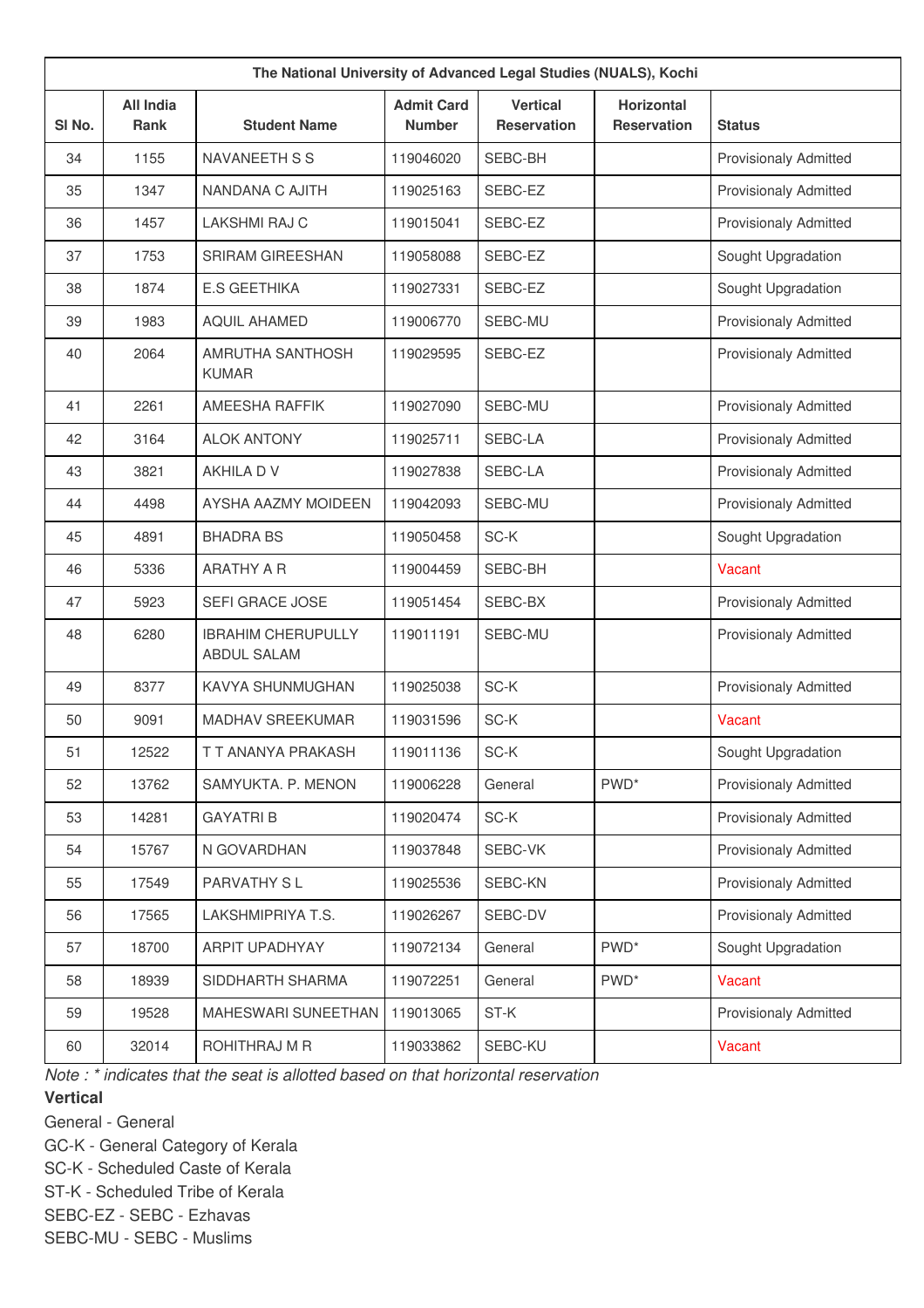| The National University of Advanced Legal Studies (NUALS), Kochi | | | | | | |
|---|---|---|---|---|---|---|
| Sl No. | All India Rank | Student Name | Admit Card Number | Vertical Reservation | Horizontal Reservation | Status |
| 34 | 1155 | NAVANEETH S S | 119046020 | SEBC-BH | | Provisionaly Admitted |
| 35 | 1347 | NANDANA C AJITH | 119025163 | SEBC-EZ | | Provisionaly Admitted |
| 36 | 1457 | LAKSHMI RAJ C | 119015041 | SEBC-EZ | | Provisionaly Admitted |
| 37 | 1753 | SRIRAM GIREESHAN | 119058088 | SEBC-EZ | | Sought Upgradation |
| 38 | 1874 | E.S GEETHIKA | 119027331 | SEBC-EZ | | Sought Upgradation |
| 39 | 1983 | AQUIL AHAMED | 119006770 | SEBC-MU | | Provisionaly Admitted |
| 40 | 2064 | AMRUTHA SANTHOSH KUMAR | 119029595 | SEBC-EZ | | Provisionaly Admitted |
| 41 | 2261 | AMEESHA RAFFIK | 119027090 | SEBC-MU | | Provisionaly Admitted |
| 42 | 3164 | ALOK ANTONY | 119025711 | SEBC-LA | | Provisionaly Admitted |
| 43 | 3821 | AKHILA D V | 119027838 | SEBC-LA | | Provisionaly Admitted |
| 44 | 4498 | AYSHA AAZMY MOIDEEN | 119042093 | SEBC-MU | | Provisionaly Admitted |
| 45 | 4891 | BHADRA BS | 119050458 | SC-K | | Sought Upgradation |
| 46 | 5336 | ARATHY A R | 119004459 | SEBC-BH | | Vacant |
| 47 | 5923 | SEFI GRACE JOSE | 119051454 | SEBC-BX | | Provisionaly Admitted |
| 48 | 6280 | IBRAHIM CHERUPULLY ABDUL SALAM | 119011191 | SEBC-MU | | Provisionaly Admitted |
| 49 | 8377 | KAVYA SHUNMUGHAN | 119025038 | SC-K | | Provisionaly Admitted |
| 50 | 9091 | MADHAV SREEKUMAR | 119031596 | SC-K | | Vacant |
| 51 | 12522 | T T ANANYA PRAKASH | 119011136 | SC-K | | Sought Upgradation |
| 52 | 13762 | SAMYUKTA. P. MENON | 119006228 | General | PWD* | Provisionaly Admitted |
| 53 | 14281 | GAYATRI B | 119020474 | SC-K | | Provisionaly Admitted |
| 54 | 15767 | N GOVARDHAN | 119037848 | SEBC-VK | | Provisionaly Admitted |
| 55 | 17549 | PARVATHY S L | 119025536 | SEBC-KN | | Provisionaly Admitted |
| 56 | 17565 | LAKSHMIPRIYA T.S. | 119026267 | SEBC-DV | | Provisionaly Admitted |
| 57 | 18700 | ARPIT UPADHYAY | 119072134 | General | PWD* | Sought Upgradation |
| 58 | 18939 | SIDDHARTH SHARMA | 119072251 | General | PWD* | Vacant |
| 59 | 19528 | MAHESWARI SUNEETHAN | 119013065 | ST-K | | Provisionaly Admitted |
| 60 | 32014 | ROHITHRAJ M R | 119033862 | SEBC-KU | | Vacant |

*Note : * indicates that the seat is allotted based on that horizontal reservation*

**Vertical**

General - General
GC-K - General Category of Kerala
SC-K - Scheduled Caste of Kerala
ST-K - Scheduled Tribe of Kerala
SEBC-EZ - SEBC - Ezhavas
SEBC-MU - SEBC - Muslims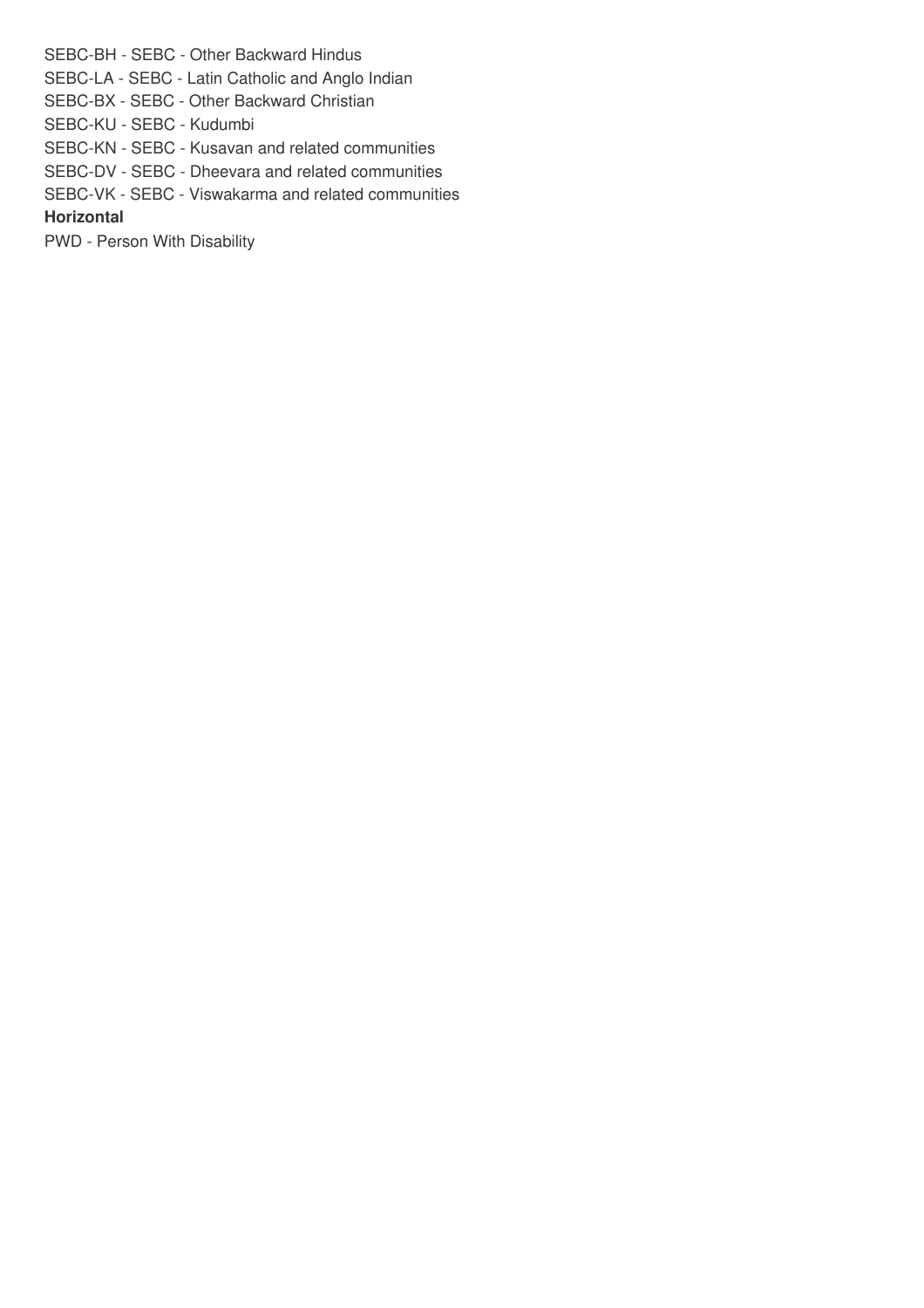SEBC-BH - SEBC - Other Backward Hindus
SEBC-LA - SEBC - Latin Catholic and Anglo Indian
SEBC-BX - SEBC - Other Backward Christian
SEBC-KU - SEBC - Kudumbi
SEBC-KN - SEBC - Kusavan and related communities
SEBC-DV - SEBC - Dheevara and related communities
SEBC-VK - SEBC - Viswakarma and related communities

**Horizontal**

PWD - Person With Disability